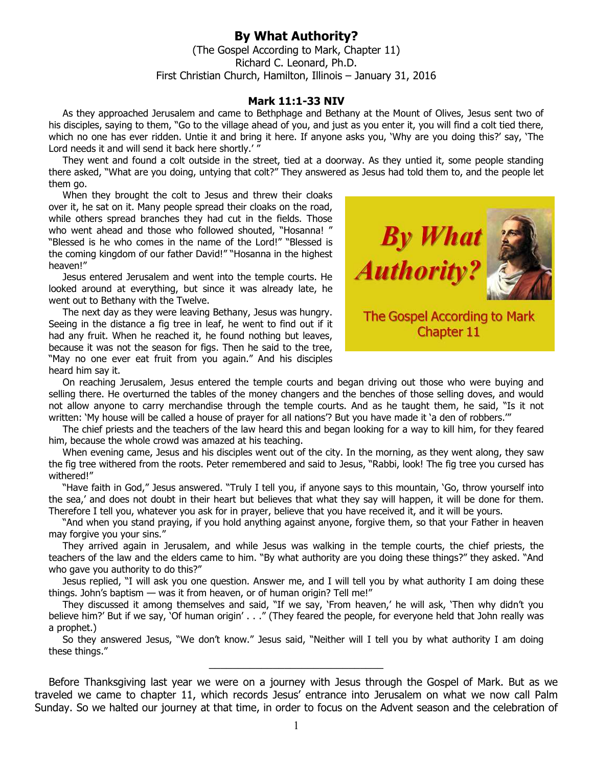# By What Authority?

(The Gospel According to Mark, Chapter 11)
Richard C. Leonard, Ph.D.
First Christian Church, Hamilton, Illinois – January 31, 2016

### Mark 11:1-33 NIV

As they approached Jerusalem and came to Bethphage and Bethany at the Mount of Olives, Jesus sent two of his disciples, saying to them, "Go to the village ahead of you, and just as you enter it, you will find a colt tied there, which no one has ever ridden. Untie it and bring it here. If anyone asks you, 'Why are you doing this?' say, 'The Lord needs it and will send it back here shortly.' "

They went and found a colt outside in the street, tied at a doorway. As they untied it, some people standing there asked, "What are you doing, untying that colt?" They answered as Jesus had told them to, and the people let them go.

When they brought the colt to Jesus and threw their cloaks over it, he sat on it. Many people spread their cloaks on the road, while others spread branches they had cut in the fields. Those who went ahead and those who followed shouted, "Hosanna! " "Blessed is he who comes in the name of the Lord!" "Blessed is the coming kingdom of our father David!" "Hosanna in the highest heaven!"

Jesus entered Jerusalem and went into the temple courts. He looked around at everything, but since it was already late, he went out to Bethany with the Twelve.

The next day as they were leaving Bethany, Jesus was hungry. Seeing in the distance a fig tree in leaf, he went to find out if it had any fruit. When he reached it, he found nothing but leaves, because it was not the season for figs. Then he said to the tree, "May no one ever eat fruit from you again." And his disciples heard him say it.

On reaching Jerusalem, Jesus entered the temple courts and began driving out those who were buying and selling there. He overturned the tables of the money changers and the benches of those selling doves, and would not allow anyone to carry merchandise through the temple courts. And as he taught them, he said, "Is it not written: 'My house will be called a house of prayer for all nations'? But you have made it 'a den of robbers.'"

The chief priests and the teachers of the law heard this and began looking for a way to kill him, for they feared him, because the whole crowd was amazed at his teaching.

When evening came, Jesus and his disciples went out of the city. In the morning, as they went along, they saw the fig tree withered from the roots. Peter remembered and said to Jesus, "Rabbi, look! The fig tree you cursed has withered!"

"Have faith in God," Jesus answered. "Truly I tell you, if anyone says to this mountain, 'Go, throw yourself into the sea,' and does not doubt in their heart but believes that what they say will happen, it will be done for them. Therefore I tell you, whatever you ask for in prayer, believe that you have received it, and it will be yours.

"And when you stand praying, if you hold anything against anyone, forgive them, so that your Father in heaven may forgive you your sins."

They arrived again in Jerusalem, and while Jesus was walking in the temple courts, the chief priests, the teachers of the law and the elders came to him. "By what authority are you doing these things?" they asked. "And who gave you authority to do this?"

Jesus replied, "I will ask you one question. Answer me, and I will tell you by what authority I am doing these things. John's baptism — was it from heaven, or of human origin? Tell me!"

They discussed it among themselves and said, "If we say, 'From heaven,' he will ask, 'Then why didn't you believe him?' But if we say, 'Of human origin' . . ." (They feared the people, for everyone held that John really was a prophet.)

So they answered Jesus, "We don't know." Jesus said, "Neither will I tell you by what authority I am doing these things."

---

Before Thanksgiving last year we were on a journey with Jesus through the Gospel of Mark. But as we traveled we came to chapter 11, which records Jesus' entrance into Jerusalem on what we now call Palm Sunday. So we halted our journey at that time, in order to focus on the Advent season and the celebration of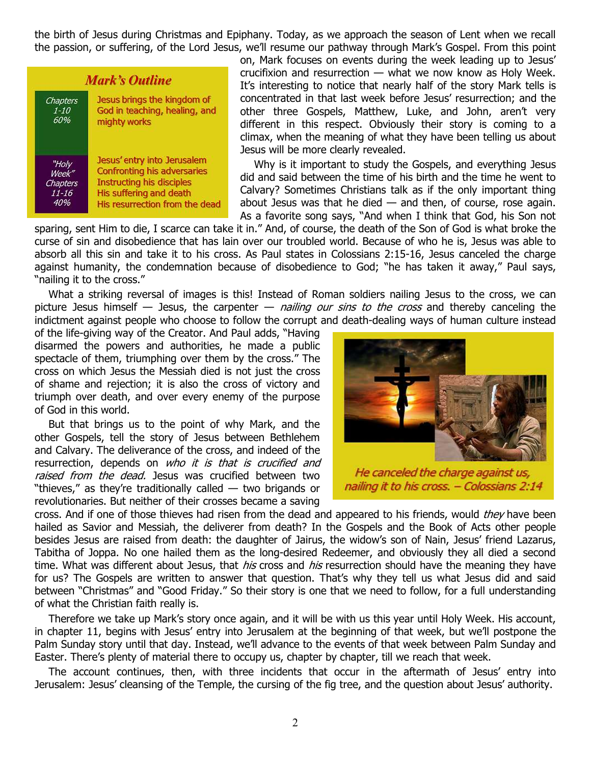the birth of Jesus during Christmas and Epiphany. Today, as we approach the season of Lent when we recall the passion, or suffering, of the Lord Jesus, we'll resume our pathway through Mark's Gospel. From this point on, Mark focuses on events during the week leading up to Jesus' crucifixion and resurrection — what we now know as Holy Week. It's interesting to notice that nearly half of the story Mark tells is concentrated in that last week before Jesus' resurrection; and the other three Gospels, Matthew, Luke, and John, aren't very different in this respect. Obviously their story is coming to a climax, when the meaning of what they have been telling us about Jesus will be more clearly revealed.

### Mark's Outline

| | |
|---|---|
| *Chapters 1-10 60%* | Jesus brings the kingdom of God in teaching, healing, and mighty works |
| *"Holy Week" Chapters 11-16 40%* | Jesus' entry into Jerusalem<br>Confronting his adversaries<br>Instructing his disciples<br>His suffering and death<br>His resurrection from the dead |

Why is it important to study the Gospels, and everything Jesus did and said between the time of his birth and the time he went to Calvary? Sometimes Christians talk as if the only important thing about Jesus was that he died — and then, of course, rose again. As a favorite song says, "And when I think that God, his Son not sparing, sent Him to die, I scarce can take it in." And, of course, the death of the Son of God is what broke the curse of sin and disobedience that has lain over our troubled world. Because of who he is, Jesus was able to absorb all this sin and take it to his cross. As Paul states in Colossians 2:15-16, Jesus canceled the charge against humanity, the condemnation because of disobedience to God; "he has taken it away," Paul says, "nailing it to the cross."

What a striking reversal of images is this! Instead of Roman soldiers nailing Jesus to the cross, we can picture Jesus himself — Jesus, the carpenter — *nailing our sins to the cross* and thereby canceling the indictment against people who choose to follow the corrupt and death-dealing ways of human culture instead of the life-giving way of the Creator. And Paul adds, "Having disarmed the powers and authorities, he made a public spectacle of them, triumphing over them by the cross." The cross on which Jesus the Messiah died is not just the cross of shame and rejection; it is also the cross of victory and triumph over death, and over every enemy of the purpose of God in this world.

*He canceled the charge against us, nailing it to his cross. – Colossians 2:14*

But that brings us to the point of why Mark, and the other Gospels, tell the story of Jesus between Bethlehem and Calvary. The deliverance of the cross, and indeed of the resurrection, depends on *who it is that is crucified and raised from the dead.* Jesus was crucified between two "thieves," as they're traditionally called — two brigands or revolutionaries. But neither of their crosses became a saving cross. And if one of those thieves had risen from the dead and appeared to his friends, would *they* have been hailed as Savior and Messiah, the deliverer from death? In the Gospels and the Book of Acts other people besides Jesus are raised from death: the daughter of Jairus, the widow's son of Nain, Jesus' friend Lazarus, Tabitha of Joppa. No one hailed them as the long-desired Redeemer, and obviously they all died a second time. What was different about Jesus, that *his* cross and *his* resurrection should have the meaning they have for us? The Gospels are written to answer that question. That's why they tell us what Jesus did and said between "Christmas" and "Good Friday." So their story is one that we need to follow, for a full understanding of what the Christian faith really is.

Therefore we take up Mark's story once again, and it will be with us this year until Holy Week. His account, in chapter 11, begins with Jesus' entry into Jerusalem at the beginning of that week, but we'll postpone the Palm Sunday story until that day. Instead, we'll advance to the events of that week between Palm Sunday and Easter. There's plenty of material there to occupy us, chapter by chapter, till we reach that week.

The account continues, then, with three incidents that occur in the aftermath of Jesus' entry into Jerusalem: Jesus' cleansing of the Temple, the cursing of the fig tree, and the question about Jesus' authority.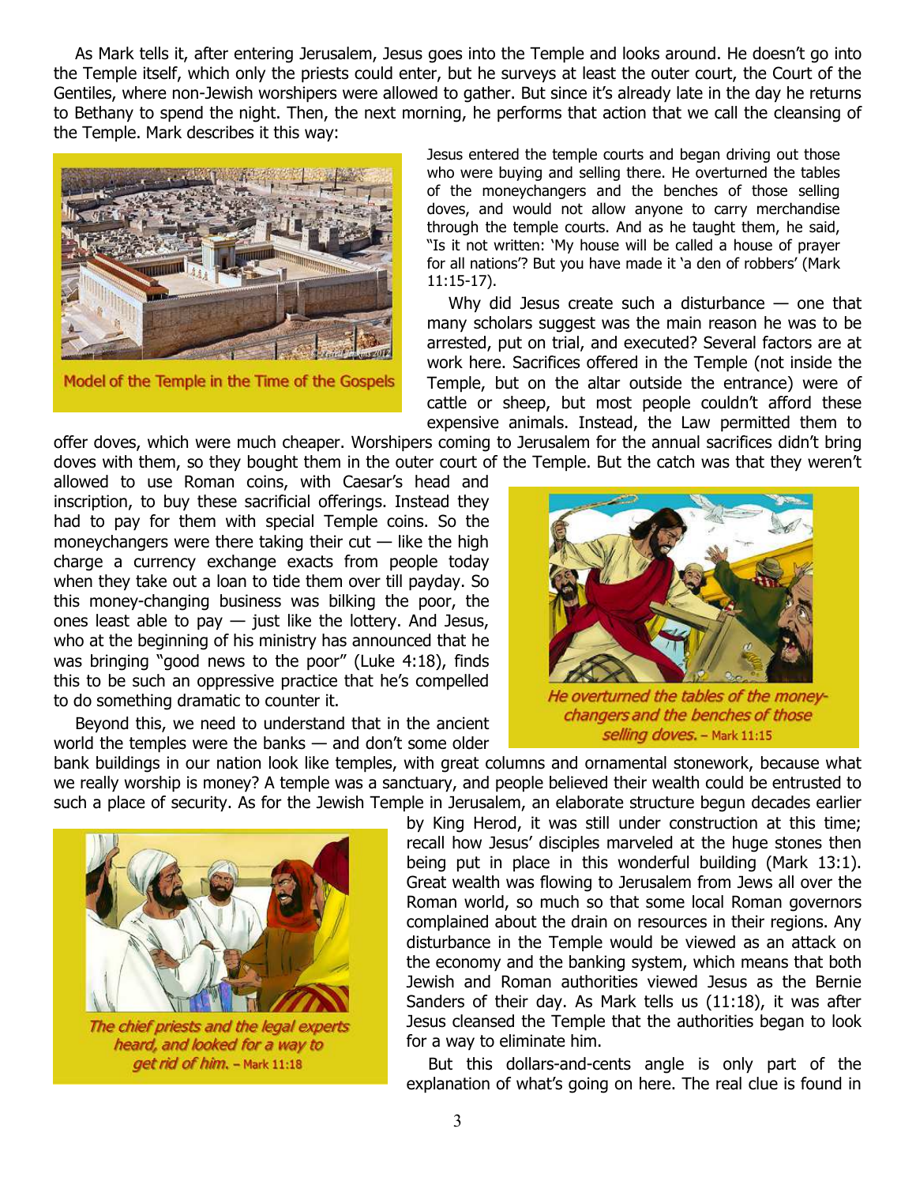As Mark tells it, after entering Jerusalem, Jesus goes into the Temple and looks around. He doesn't go into the Temple itself, which only the priests could enter, but he surveys at least the outer court, the Court of the Gentiles, where non-Jewish worshipers were allowed to gather. But since it's already late in the day he returns to Bethany to spend the night. Then, the next morning, he performs that action that we call the cleansing of the Temple. Mark describes it this way:

Model of the Temple in the Time of the Gospels

> Jesus entered the temple courts and began driving out those who were buying and selling there. He overturned the tables of the moneychangers and the benches of those selling doves, and would not allow anyone to carry merchandise through the temple courts. And as he taught them, he said, "Is it not written: 'My house will be called a house of prayer for all nations'? But you have made it 'a den of robbers' (Mark 11:15-17).

Why did Jesus create such a disturbance — one that many scholars suggest was the main reason he was to be arrested, put on trial, and executed? Several factors are at work here. Sacrifices offered in the Temple (not inside the Temple, but on the altar outside the entrance) were of cattle or sheep, but most people couldn't afford these expensive animals. Instead, the Law permitted them to offer doves, which were much cheaper. Worshipers coming to Jerusalem for the annual sacrifices didn't bring doves with them, so they bought them in the outer court of the Temple. But the catch was that they weren't allowed to use Roman coins, with Caesar's head and inscription, to buy these sacrificial offerings. Instead they had to pay for them with special Temple coins. So the moneychangers were there taking their cut — like the high charge a currency exchange exacts from people today when they take out a loan to tide them over till payday. So this money-changing business was bilking the poor, the ones least able to pay — just like the lottery. And Jesus, who at the beginning of his ministry has announced that he was bringing "good news to the poor" (Luke 4:18), finds this to be such an oppressive practice that he's compelled to do something dramatic to counter it.

*He overturned the tables of the money-changers and the benches of those selling doves.* – Mark 11:15

Beyond this, we need to understand that in the ancient world the temples were the banks — and don't some older bank buildings in our nation look like temples, with great columns and ornamental stonework, because what we really worship is money? A temple was a sanctuary, and people believed their wealth could be entrusted to such a place of security. As for the Jewish Temple in Jerusalem, an elaborate structure begun decades earlier by King Herod, it was still under construction at this time; recall how Jesus' disciples marveled at the huge stones then being put in place in this wonderful building (Mark 13:1). Great wealth was flowing to Jerusalem from Jews all over the Roman world, so much so that some local Roman governors complained about the drain on resources in their regions. Any disturbance in the Temple would be viewed as an attack on the economy and the banking system, which means that both Jewish and Roman authorities viewed Jesus as the Bernie Sanders of their day. As Mark tells us (11:18), it was after Jesus cleansed the Temple that the authorities began to look for a way to eliminate him.

*The chief priests and the legal experts heard, and looked for a way to get rid of him.* – Mark 11:18

But this dollars-and-cents angle is only part of the explanation of what's going on here. The real clue is found in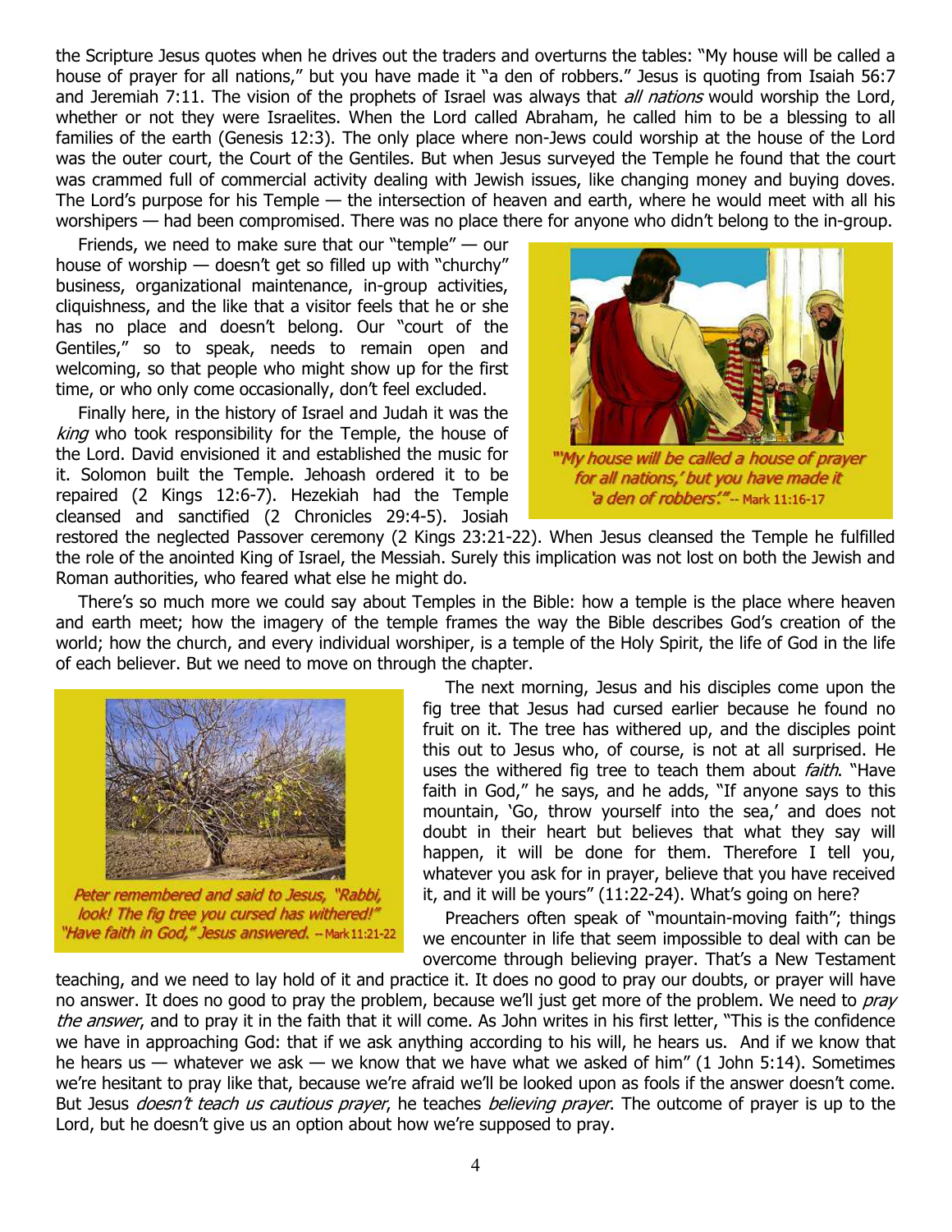the Scripture Jesus quotes when he drives out the traders and overturns the tables: "My house will be called a house of prayer for all nations," but you have made it "a den of robbers." Jesus is quoting from Isaiah 56:7 and Jeremiah 7:11. The vision of the prophets of Israel was always that *all nations* would worship the Lord, whether or not they were Israelites. When the Lord called Abraham, he called him to be a blessing to all families of the earth (Genesis 12:3). The only place where non-Jews could worship at the house of the Lord was the outer court, the Court of the Gentiles. But when Jesus surveyed the Temple he found that the court was crammed full of commercial activity dealing with Jewish issues, like changing money and buying doves. The Lord's purpose for his Temple — the intersection of heaven and earth, where he would meet with all his worshipers — had been compromised. There was no place there for anyone who didn't belong to the in-group.

Friends, we need to make sure that our "temple" — our house of worship — doesn't get so filled up with "churchy" business, organizational maintenance, in-group activities, cliquishness, and the like that a visitor feels that he or she has no place and doesn't belong. Our "court of the Gentiles," so to speak, needs to remain open and welcoming, so that people who might show up for the first time, or who only come occasionally, don't feel excluded.

*"'My house will be called a house of prayer for all nations,' but you have made it 'a den of robbers'."* -- Mark 11:16-17

Finally here, in the history of Israel and Judah it was the *king* who took responsibility for the Temple, the house of the Lord. David envisioned it and established the music for it. Solomon built the Temple. Jehoash ordered it to be repaired (2 Kings 12:6-7). Hezekiah had the Temple cleansed and sanctified (2 Chronicles 29:4-5). Josiah restored the neglected Passover ceremony (2 Kings 23:21-22). When Jesus cleansed the Temple he fulfilled the role of the anointed King of Israel, the Messiah. Surely this implication was not lost on both the Jewish and Roman authorities, who feared what else he might do.

There's so much more we could say about Temples in the Bible: how a temple is the place where heaven and earth meet; how the imagery of the temple frames the way the Bible describes God's creation of the world; how the church, and every individual worshiper, is a temple of the Holy Spirit, the life of God in the life of each believer. But we need to move on through the chapter.

*Peter remembered and said to Jesus, "Rabbi, look! The fig tree you cursed has withered!" "Have faith in God," Jesus answered.* -- Mark 11:21-22

The next morning, Jesus and his disciples come upon the fig tree that Jesus had cursed earlier because he found no fruit on it. The tree has withered up, and the disciples point this out to Jesus who, of course, is not at all surprised. He uses the withered fig tree to teach them about *faith*. "Have faith in God," he says, and he adds, "If anyone says to this mountain, 'Go, throw yourself into the sea,' and does not doubt in their heart but believes that what they say will happen, it will be done for them. Therefore I tell you, whatever you ask for in prayer, believe that you have received it, and it will be yours" (11:22-24). What's going on here?

Preachers often speak of "mountain-moving faith"; things we encounter in life that seem impossible to deal with can be overcome through believing prayer. That's a New Testament teaching, and we need to lay hold of it and practice it. It does no good to pray our doubts, or prayer will have no answer. It does no good to pray the problem, because we'll just get more of the problem. We need to *pray the answer*, and to pray it in the faith that it will come. As John writes in his first letter, "This is the confidence we have in approaching God: that if we ask anything according to his will, he hears us. And if we know that he hears us — whatever we ask — we know that we have what we asked of him" (1 John 5:14). Sometimes we're hesitant to pray like that, because we're afraid we'll be looked upon as fools if the answer doesn't come. But Jesus *doesn't teach us cautious prayer*, he teaches *believing prayer*. The outcome of prayer is up to the Lord, but he doesn't give us an option about how we're supposed to pray.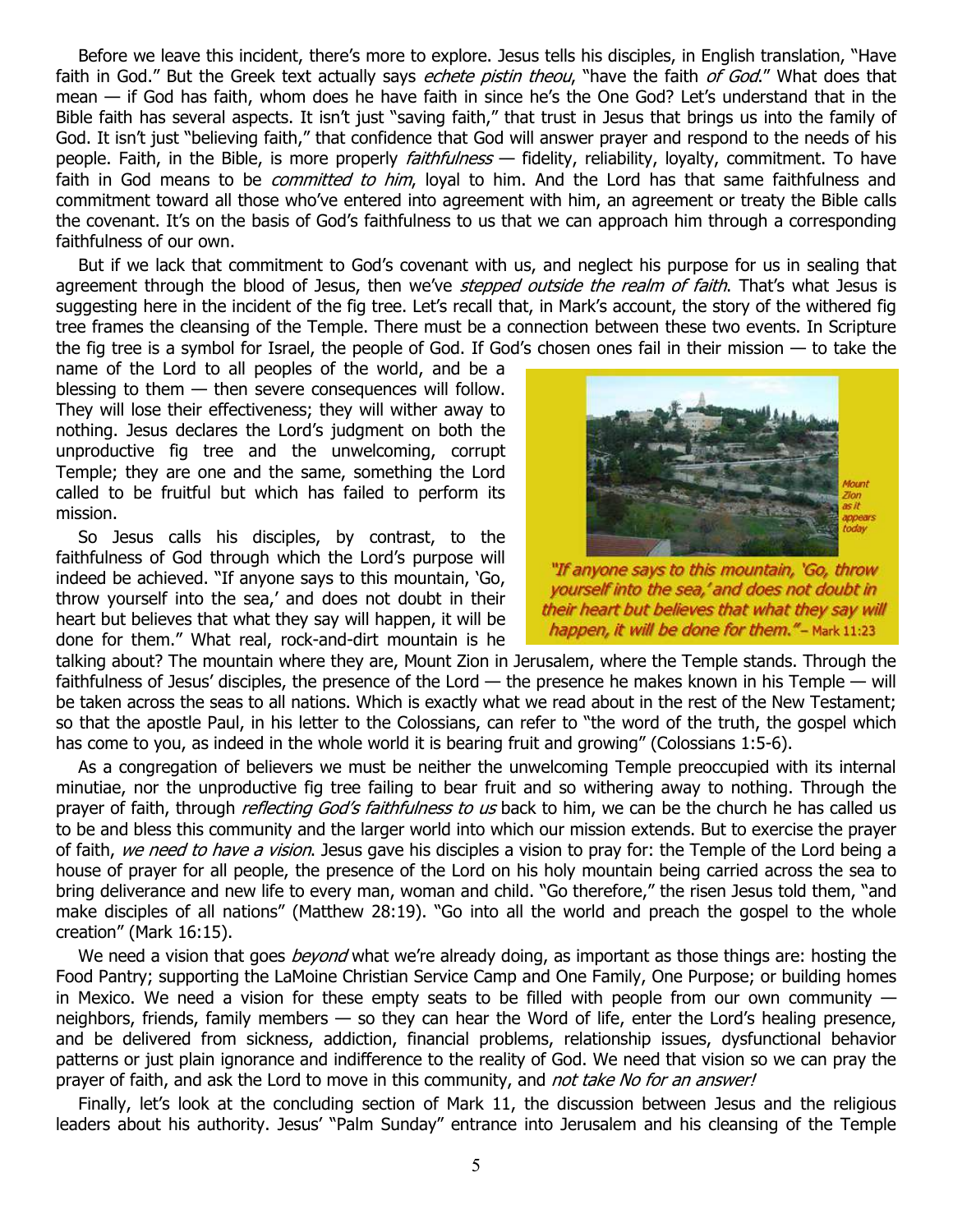Before we leave this incident, there's more to explore. Jesus tells his disciples, in English translation, "Have faith in God." But the Greek text actually says *echete pistin theou*, "have the faith *of God*." What does that mean — if God has faith, whom does he have faith in since he's the One God? Let's understand that in the Bible faith has several aspects. It isn't just "saving faith," that trust in Jesus that brings us into the family of God. It isn't just "believing faith," that confidence that God will answer prayer and respond to the needs of his people. Faith, in the Bible, is more properly *faithfulness* — fidelity, reliability, loyalty, commitment. To have faith in God means to be *committed to him*, loyal to him. And the Lord has that same faithfulness and commitment toward all those who've entered into agreement with him, an agreement or treaty the Bible calls the covenant. It's on the basis of God's faithfulness to us that we can approach him through a corresponding faithfulness of our own.

But if we lack that commitment to God's covenant with us, and neglect his purpose for us in sealing that agreement through the blood of Jesus, then we've *stepped outside the realm of faith*. That's what Jesus is suggesting here in the incident of the fig tree. Let's recall that, in Mark's account, the story of the withered fig tree frames the cleansing of the Temple. There must be a connection between these two events. In Scripture the fig tree is a symbol for Israel, the people of God. If God's chosen ones fail in their mission — to take the name of the Lord to all peoples of the world, and be a blessing to them — then severe consequences will follow. They will lose their effectiveness; they will wither away to nothing. Jesus declares the Lord's judgment on both the unproductive fig tree and the unwelcoming, corrupt Temple; they are one and the same, something the Lord called to be fruitful but which has failed to perform its mission.

So Jesus calls his disciples, by contrast, to the faithfulness of God through which the Lord's purpose will indeed be achieved. "If anyone says to this mountain, 'Go, throw yourself into the sea,' and does not doubt in their heart but believes that what they say will happen, it will be done for them." What real, rock-and-dirt mountain is he talking about? The mountain where they are, Mount Zion in Jerusalem, where the Temple stands. Through the faithfulness of Jesus' disciples, the presence of the Lord — the presence he makes known in his Temple — will be taken across the seas to all nations. Which is exactly what we read about in the rest of the New Testament; so that the apostle Paul, in his letter to the Colossians, can refer to "the word of the truth, the gospel which has come to you, as indeed in the whole world it is bearing fruit and growing" (Colossians 1:5-6).

*Mount Zion as it appears today*

*"If anyone says to this mountain, 'Go, throw yourself into the sea,' and does not doubt in their heart but believes that what they say will happen, it will be done for them."* – Mark 11:23

As a congregation of believers we must be neither the unwelcoming Temple preoccupied with its internal minutiae, nor the unproductive fig tree failing to bear fruit and so withering away to nothing. Through the prayer of faith, through *reflecting God's faithfulness to us* back to him, we can be the church he has called us to be and bless this community and the larger world into which our mission extends. But to exercise the prayer of faith, *we need to have a vision*. Jesus gave his disciples a vision to pray for: the Temple of the Lord being a house of prayer for all people, the presence of the Lord on his holy mountain being carried across the sea to bring deliverance and new life to every man, woman and child. "Go therefore," the risen Jesus told them, "and make disciples of all nations" (Matthew 28:19). "Go into all the world and preach the gospel to the whole creation" (Mark 16:15).

We need a vision that goes *beyond* what we're already doing, as important as those things are: hosting the Food Pantry; supporting the LaMoine Christian Service Camp and One Family, One Purpose; or building homes in Mexico. We need a vision for these empty seats to be filled with people from our own community — neighbors, friends, family members — so they can hear the Word of life, enter the Lord's healing presence, and be delivered from sickness, addiction, financial problems, relationship issues, dysfunctional behavior patterns or just plain ignorance and indifference to the reality of God. We need that vision so we can pray the prayer of faith, and ask the Lord to move in this community, and *not take No for an answer!*

Finally, let's look at the concluding section of Mark 11, the discussion between Jesus and the religious leaders about his authority. Jesus' "Palm Sunday" entrance into Jerusalem and his cleansing of the Temple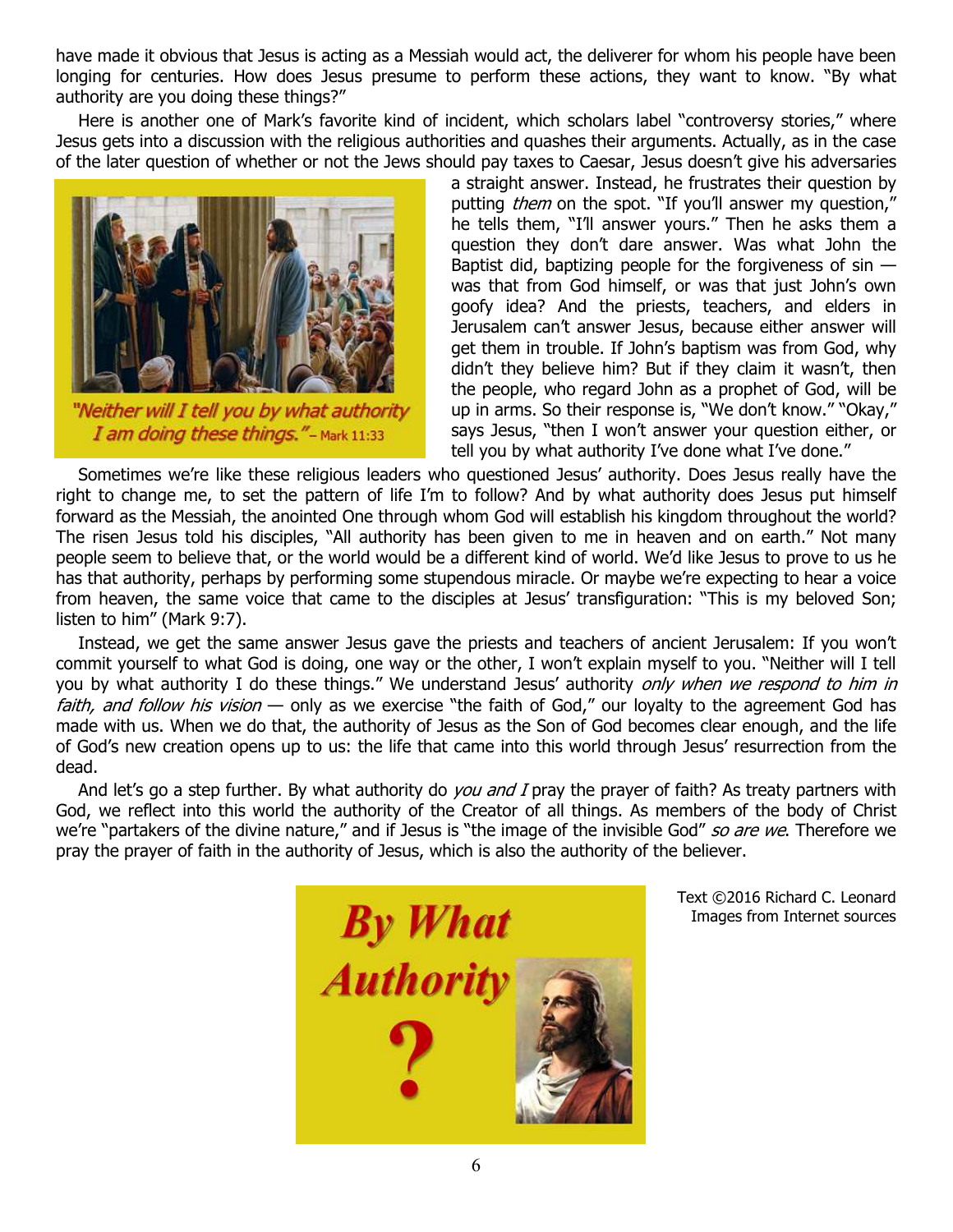have made it obvious that Jesus is acting as a Messiah would act, the deliverer for whom his people have been longing for centuries. How does Jesus presume to perform these actions, they want to know. "By what authority are you doing these things?"

Here is another one of Mark's favorite kind of incident, which scholars label "controversy stories," where Jesus gets into a discussion with the religious authorities and quashes their arguments. Actually, as in the case of the later question of whether or not the Jews should pay taxes to Caesar, Jesus doesn't give his adversaries a straight answer. Instead, he frustrates their question by putting *them* on the spot. "If you'll answer my question," he tells them, "I'll answer yours." Then he asks them a question they don't dare answer. Was what John the Baptist did, baptizing people for the forgiveness of sin — was that from God himself, or was that just John's own goofy idea? And the priests, teachers, and elders in Jerusalem can't answer Jesus, because either answer will get them in trouble. If John's baptism was from God, why didn't they believe him? But if they claim it wasn't, then the people, who regard John as a prophet of God, will be up in arms. So their response is, "We don't know." "Okay," says Jesus, "then I won't answer your question either, or tell you by what authority I've done what I've done."

*"Neither will I tell you by what authority I am doing these things."* – Mark 11:33

Sometimes we're like these religious leaders who questioned Jesus' authority. Does Jesus really have the right to change me, to set the pattern of life I'm to follow? And by what authority does Jesus put himself forward as the Messiah, the anointed One through whom God will establish his kingdom throughout the world? The risen Jesus told his disciples, "All authority has been given to me in heaven and on earth." Not many people seem to believe that, or the world would be a different kind of world. We'd like Jesus to prove to us he has that authority, perhaps by performing some stupendous miracle. Or maybe we're expecting to hear a voice from heaven, the same voice that came to the disciples at Jesus' transfiguration: "This is my beloved Son; listen to him" (Mark 9:7).

Instead, we get the same answer Jesus gave the priests and teachers of ancient Jerusalem: If you won't commit yourself to what God is doing, one way or the other, I won't explain myself to you. "Neither will I tell you by what authority I do these things." We understand Jesus' authority *only when we respond to him in faith, and follow his vision* — only as we exercise "the faith of God," our loyalty to the agreement God has made with us. When we do that, the authority of Jesus as the Son of God becomes clear enough, and the life of God's new creation opens up to us: the life that came into this world through Jesus' resurrection from the dead.

And let's go a step further. By what authority do *you and I* pray the prayer of faith? As treaty partners with God, we reflect into this world the authority of the Creator of all things. As members of the body of Christ we're "partakers of the divine nature," and if Jesus is "the image of the invisible God" *so are we*. Therefore we pray the prayer of faith in the authority of Jesus, which is also the authority of the believer.

**By What Authority ?**

Text ©2016 Richard C. Leonard
Images from Internet sources